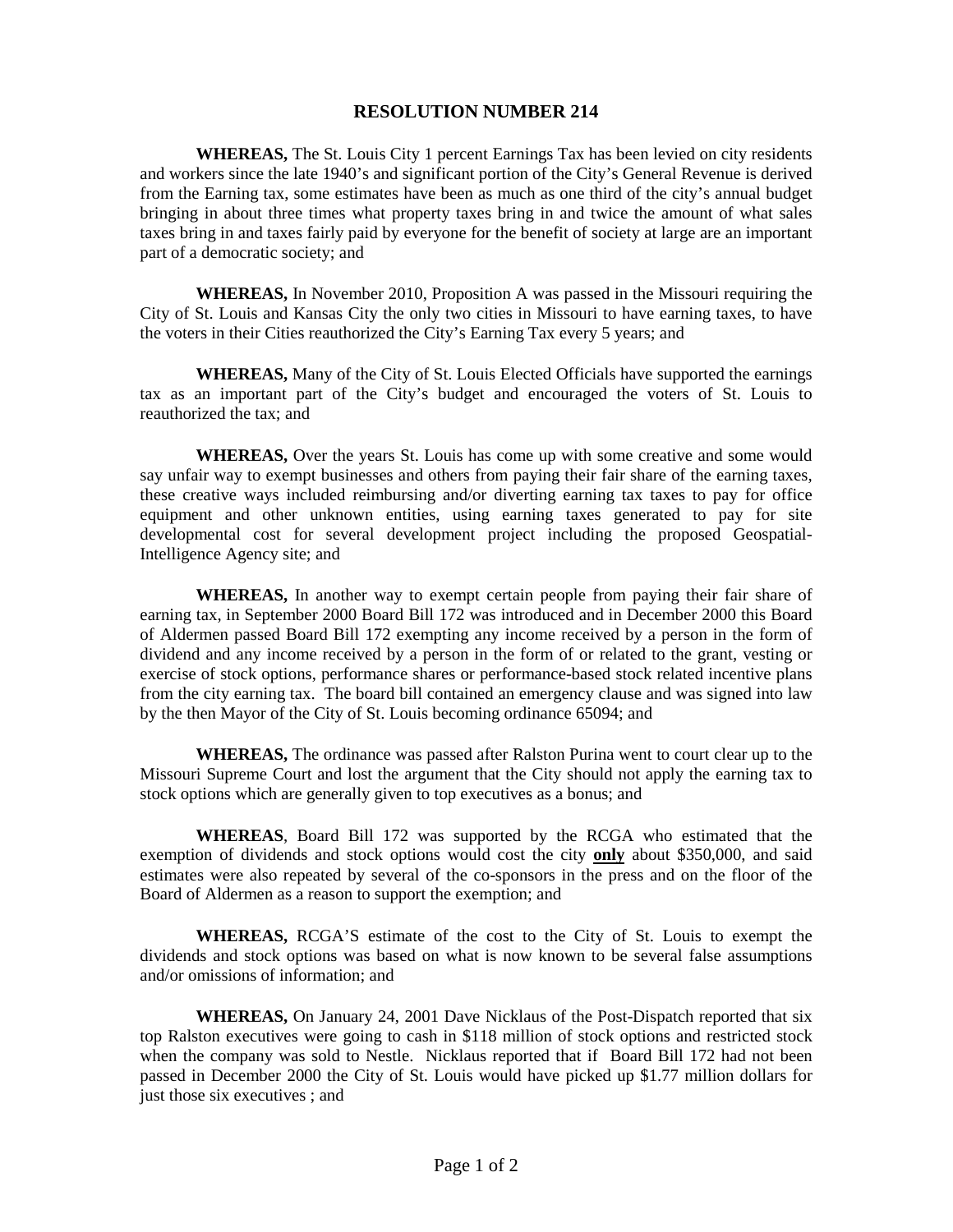# RESOLUTION NUMBER 214

**WHEREAS,** The St. Louis City 1 percent Earnings Tax has been levied on city residents and workers since the late 1940's and significant portion of the City's General Revenue is derived from the Earning tax, some estimates have been as much as one third of the city's annual budget bringing in about three times what property taxes bring in and twice the amount of what sales taxes bring in and taxes fairly paid by everyone for the benefit of society at large are an important part of a democratic society; and

**WHEREAS,** In November 2010, Proposition A was passed in the Missouri requiring the City of St. Louis and Kansas City the only two cities in Missouri to have earning taxes, to have the voters in their Cities reauthorized the City's Earning Tax every 5 years; and

**WHEREAS,** Many of the City of St. Louis Elected Officials have supported the earnings tax as an important part of the City's budget and encouraged the voters of St. Louis to reauthorized the tax; and

**WHEREAS,** Over the years St. Louis has come up with some creative and some would say unfair way to exempt businesses and others from paying their fair share of the earning taxes, these creative ways included reimbursing and/or diverting earning tax taxes to pay for office equipment and other unknown entities, using earning taxes generated to pay for site developmental cost for several development project including the proposed Geospatial-Intelligence Agency site; and

**WHEREAS,** In another way to exempt certain people from paying their fair share of earning tax, in September 2000 Board Bill 172 was introduced and in December 2000 this Board of Aldermen passed Board Bill 172 exempting any income received by a person in the form of dividend and any income received by a person in the form of or related to the grant, vesting or exercise of stock options, performance shares or performance-based stock related incentive plans from the city earning tax. The board bill contained an emergency clause and was signed into law by the then Mayor of the City of St. Louis becoming ordinance 65094; and

**WHEREAS,** The ordinance was passed after Ralston Purina went to court clear up to the Missouri Supreme Court and lost the argument that the City should not apply the earning tax to stock options which are generally given to top executives as a bonus; and

**WHEREAS**, Board Bill 172 was supported by the RCGA who estimated that the exemption of dividends and stock options would cost the city **only** about $350,000, and said estimates were also repeated by several of the co-sponsors in the press and on the floor of the Board of Aldermen as a reason to support the exemption; and

**WHEREAS,** RCGA'S estimate of the cost to the City of St. Louis to exempt the dividends and stock options was based on what is now known to be several false assumptions and/or omissions of information; and

**WHEREAS,** On January 24, 2001 Dave Nicklaus of the Post-Dispatch reported that six top Ralston executives were going to cash in $118 million of stock options and restricted stock when the company was sold to Nestle. Nicklaus reported that if Board Bill 172 had not been passed in December 2000 the City of St. Louis would have picked up $1.77 million dollars for just those six executives ; and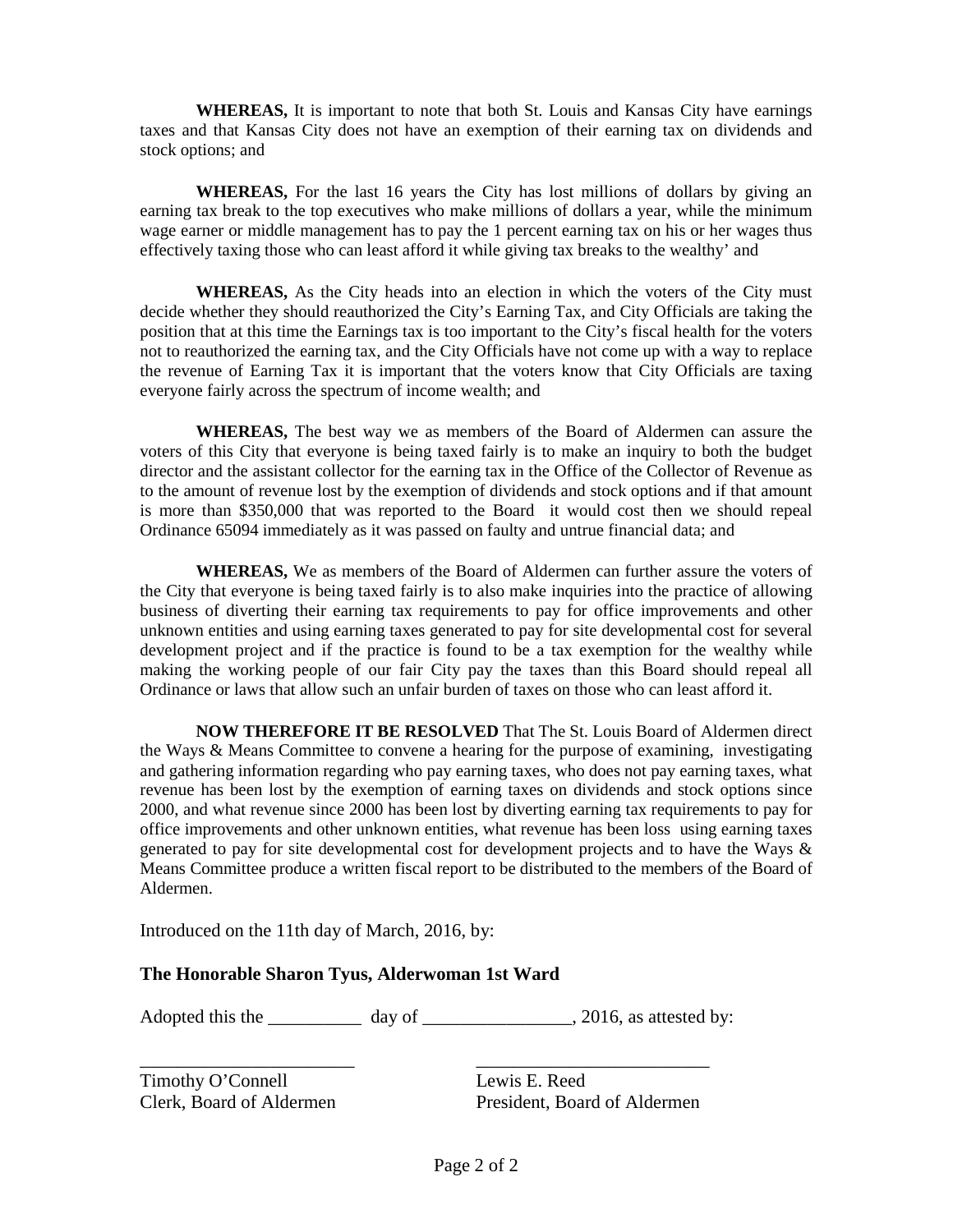**WHEREAS,** It is important to note that both St. Louis and Kansas City have earnings taxes and that Kansas City does not have an exemption of their earning tax on dividends and stock options; and

**WHEREAS,** For the last 16 years the City has lost millions of dollars by giving an earning tax break to the top executives who make millions of dollars a year, while the minimum wage earner or middle management has to pay the 1 percent earning tax on his or her wages thus effectively taxing those who can least afford it while giving tax breaks to the wealthy' and

**WHEREAS,** As the City heads into an election in which the voters of the City must decide whether they should reauthorized the City's Earning Tax, and City Officials are taking the position that at this time the Earnings tax is too important to the City's fiscal health for the voters not to reauthorized the earning tax, and the City Officials have not come up with a way to replace the revenue of Earning Tax it is important that the voters know that City Officials are taxing everyone fairly across the spectrum of income wealth; and

**WHEREAS,** The best way we as members of the Board of Aldermen can assure the voters of this City that everyone is being taxed fairly is to make an inquiry to both the budget director and the assistant collector for the earning tax in the Office of the Collector of Revenue as to the amount of revenue lost by the exemption of dividends and stock options and if that amount is more than $350,000 that was reported to the Board it would cost then we should repeal Ordinance 65094 immediately as it was passed on faulty and untrue financial data; and

**WHEREAS,** We as members of the Board of Aldermen can further assure the voters of the City that everyone is being taxed fairly is to also make inquiries into the practice of allowing business of diverting their earning tax requirements to pay for office improvements and other unknown entities and using earning taxes generated to pay for site developmental cost for several development project and if the practice is found to be a tax exemption for the wealthy while making the working people of our fair City pay the taxes than this Board should repeal all Ordinance or laws that allow such an unfair burden of taxes on those who can least afford it.

**NOW THEREFORE IT BE RESOLVED** That The St. Louis Board of Aldermen direct the Ways & Means Committee to convene a hearing for the purpose of examining, investigating and gathering information regarding who pay earning taxes, who does not pay earning taxes, what revenue has been lost by the exemption of earning taxes on dividends and stock options since 2000, and what revenue since 2000 has been lost by diverting earning tax requirements to pay for office improvements and other unknown entities, what revenue has been loss using earning taxes generated to pay for site developmental cost for development projects and to have the Ways & Means Committee produce a written fiscal report to be distributed to the members of the Board of Aldermen.

Introduced on the 11th day of March, 2016, by:

**The Honorable Sharon Tyus, Alderwoman 1st Ward**

Adopted this the __________ day of ________________, 2016, as attested by:

________________________ ________________________

Timothy O'Connell
Clerk, Board of Aldermen

Lewis E. Reed
President, Board of Aldermen